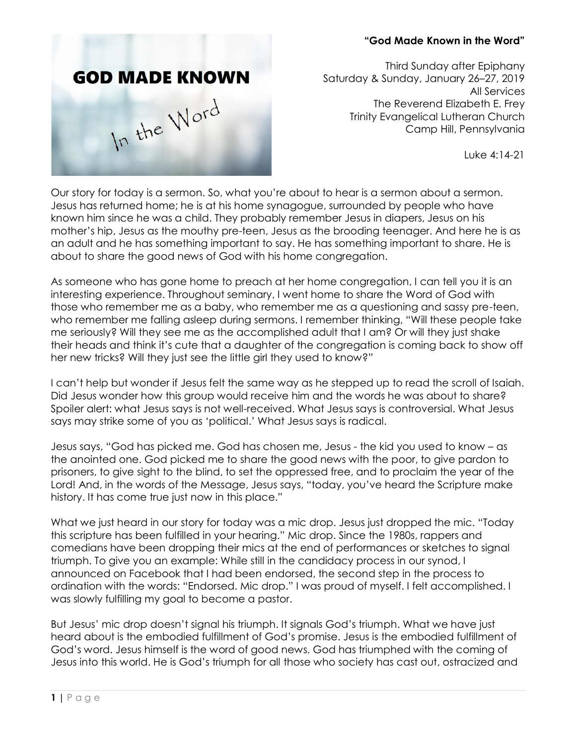# “God Made Known in the Word”

Third Sunday after Epiphany
Saturday & Sunday, January 26–27, 2019
All Services
The Reverend Elizabeth E. Frey
Trinity Evangelical Lutheran Church
Camp Hill, Pennsylvania

Luke 4:14-21

Our story for today is a sermon. So, what you’re about to hear is a sermon about a sermon. Jesus has returned home; he is at his home synagogue, surrounded by people who have known him since he was a child. They probably remember Jesus in diapers, Jesus on his mother’s hip, Jesus as the mouthy pre-teen, Jesus as the brooding teenager. And here he is as an adult and he has something important to say. He has something important to share. He is about to share the good news of God with his home congregation.

As someone who has gone home to preach at her home congregation, I can tell you it is an interesting experience. Throughout seminary, I went home to share the Word of God with those who remember me as a baby, who remember me as a questioning and sassy pre-teen, who remember me falling asleep during sermons. I remember thinking, “Will these people take me seriously? Will they see me as the accomplished adult that I am? Or will they just shake their heads and think it’s cute that a daughter of the congregation is coming back to show off her new tricks? Will they just see the little girl they used to know?”

I can’t help but wonder if Jesus felt the same way as he stepped up to read the scroll of Isaiah. Did Jesus wonder how this group would receive him and the words he was about to share? Spoiler alert: what Jesus says is not well-received. What Jesus says is controversial. What Jesus says may strike some of you as ‘political.’ What Jesus says is radical.

Jesus says, “God has picked me. God has chosen me, Jesus - the kid you used to know – as the anointed one. God picked me to share the good news with the poor, to give pardon to prisoners, to give sight to the blind, to set the oppressed free, and to proclaim the year of the Lord! And, in the words of the Message, Jesus says, “today, you’ve heard the Scripture make history. It has come true just now in this place.”

What we just heard in our story for today was a mic drop. Jesus just dropped the mic. “Today this scripture has been fulfilled in your hearing.” Mic drop. Since the 1980s, rappers and comedians have been dropping their mics at the end of performances or sketches to signal triumph. To give you an example: While still in the candidacy process in our synod, I announced on Facebook that I had been endorsed, the second step in the process to ordination with the words: “Endorsed. Mic drop.” I was proud of myself. I felt accomplished. I was slowly fulfilling my goal to become a pastor.

But Jesus’ mic drop doesn’t signal his triumph. It signals God’s triumph. What we have just heard about is the embodied fulfillment of God’s promise. Jesus is the embodied fulfillment of God’s word. Jesus himself is the word of good news. God has triumphed with the coming of Jesus into this world. He is God’s triumph for all those who society has cast out, ostracized and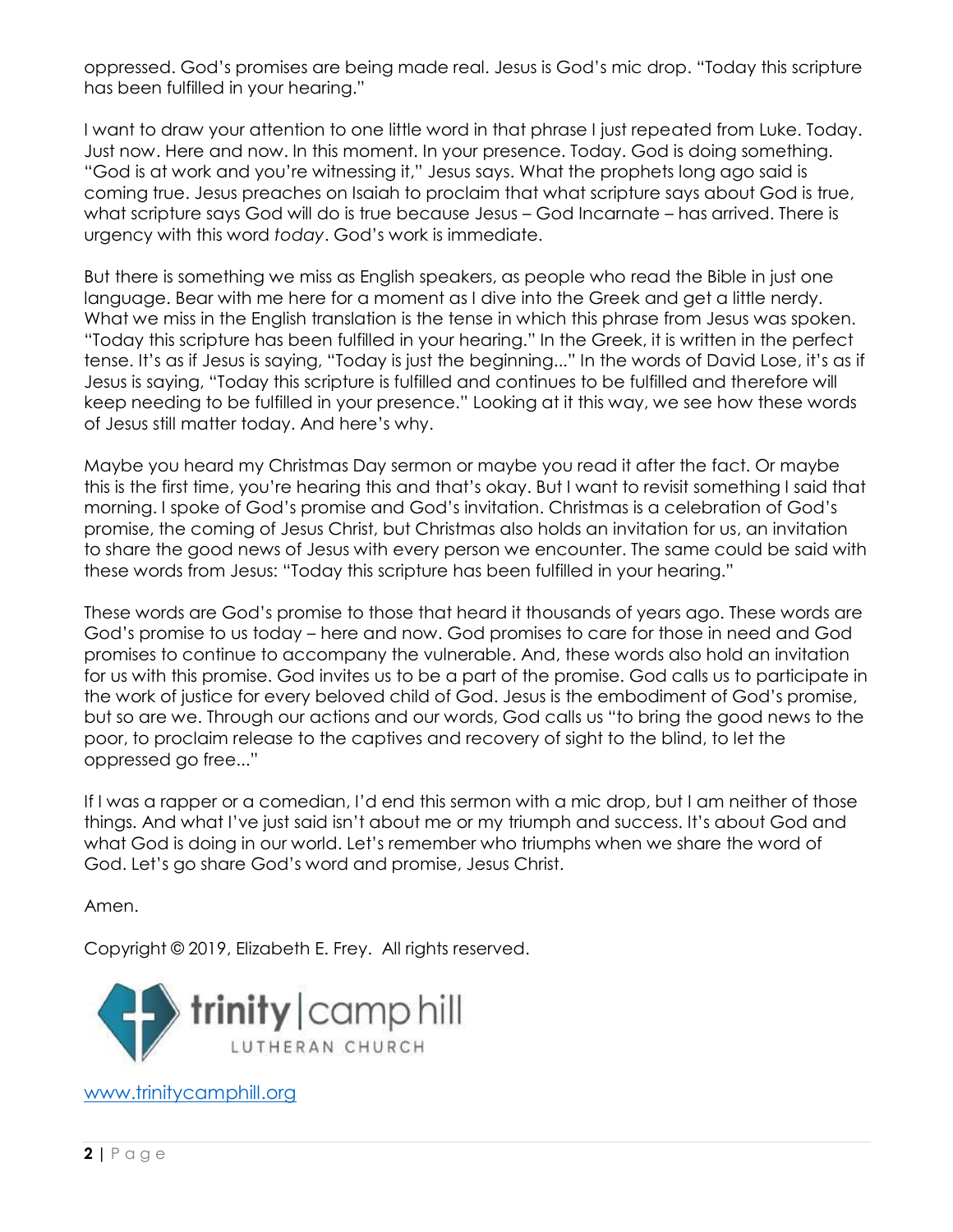oppressed. God's promises are being made real. Jesus is God's mic drop. "Today this scripture has been fulfilled in your hearing."

I want to draw your attention to one little word in that phrase I just repeated from Luke. Today. Just now. Here and now. In this moment. In your presence. Today. God is doing something. "God is at work and you're witnessing it," Jesus says. What the prophets long ago said is coming true. Jesus preaches on Isaiah to proclaim that what scripture says about God is true, what scripture says God will do is true because Jesus – God Incarnate – has arrived. There is urgency with this word *today*. God's work is immediate.

But there is something we miss as English speakers, as people who read the Bible in just one language. Bear with me here for a moment as I dive into the Greek and get a little nerdy. What we miss in the English translation is the tense in which this phrase from Jesus was spoken. "Today this scripture has been fulfilled in your hearing." In the Greek, it is written in the perfect tense. It's as if Jesus is saying, "Today is just the beginning..." In the words of David Lose, it's as if Jesus is saying, "Today this scripture is fulfilled and continues to be fulfilled and therefore will keep needing to be fulfilled in your presence." Looking at it this way, we see how these words of Jesus still matter today. And here's why.

Maybe you heard my Christmas Day sermon or maybe you read it after the fact. Or maybe this is the first time, you're hearing this and that's okay. But I want to revisit something I said that morning. I spoke of God's promise and God's invitation. Christmas is a celebration of God's promise, the coming of Jesus Christ, but Christmas also holds an invitation for us, an invitation to share the good news of Jesus with every person we encounter. The same could be said with these words from Jesus: "Today this scripture has been fulfilled in your hearing."

These words are God's promise to those that heard it thousands of years ago. These words are God's promise to us today – here and now. God promises to care for those in need and God promises to continue to accompany the vulnerable. And, these words also hold an invitation for us with this promise. God invites us to be a part of the promise. God calls us to participate in the work of justice for every beloved child of God. Jesus is the embodiment of God's promise, but so are we. Through our actions and our words, God calls us "to bring the good news to the poor, to proclaim release to the captives and recovery of sight to the blind, to let the oppressed go free..."

If I was a rapper or a comedian, I'd end this sermon with a mic drop, but I am neither of those things. And what I've just said isn't about me or my triumph and success. It's about God and what God is doing in our world. Let's remember who triumphs when we share the word of God. Let's go share God's word and promise, Jesus Christ.

Amen.

Copyright © 2019, Elizabeth E. Frey. All rights reserved.

trinity | camp hill
LUTHERAN CHURCH

www.trinitycamphill.org